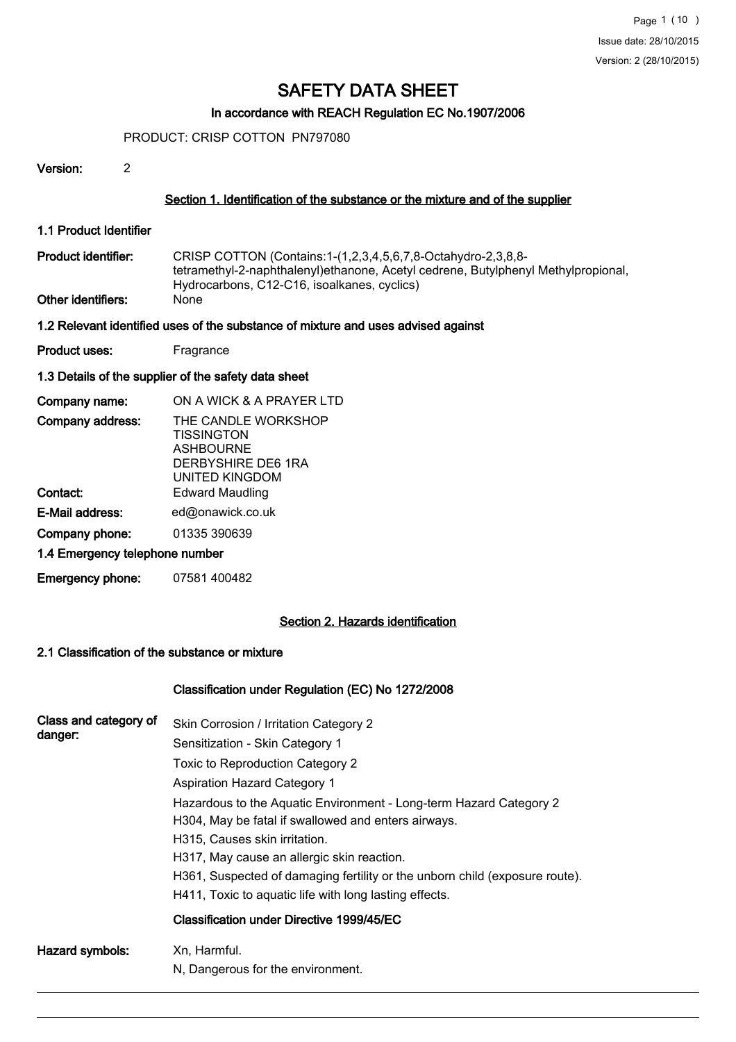# SAFETY DATA SHEET

**In accordance with REACH Regulation EC No.1907/2006**

PRODUCT: CRISP COTTON PN797080

**Version:** 2

## Section 1. Identification of the substance or the mixture and of the supplier

### 1.1 Product Identifier

**Product identifier:** CRISP COTTON (Contains:1-(1,2,3,4,5,6,7,8-Octahydro-2,3,8,8-tetramethyl-2-naphthalenyl)ethanone, Acetyl cedrene, Butylphenyl Methylpropional, Hydrocarbons, C12-C16, isoalkanes, cyclics)

**Other identifiers:** None

### 1.2 Relevant identified uses of the substance of mixture and uses advised against

**Product uses:** Fragrance

### 1.3 Details of the supplier of the safety data sheet

**Company name:** ON A WICK & A PRAYER LTD

**Company address:** THE CANDLE WORKSHOP
TISSINGTON
ASHBOURNE
DERBYSHIRE DE6 1RA
UNITED KINGDOM

**Contact:** Edward Maudling

**E-Mail address:** ed@onawick.co.uk

**Company phone:** 01335 390639

### 1.4 Emergency telephone number

**Emergency phone:** 07581 400482

## Section 2. Hazards identification

### 2.1 Classification of the substance or mixture

**Classification under Regulation (EC) No 1272/2008**

**Class and category of danger:**

Skin Corrosion / Irritation Category 2
Sensitization - Skin Category 1
Toxic to Reproduction Category 2
Aspiration Hazard Category 1
Hazardous to the Aquatic Environment - Long-term Hazard Category 2
H304, May be fatal if swallowed and enters airways.
H315, Causes skin irritation.
H317, May cause an allergic skin reaction.
H361, Suspected of damaging fertility or the unborn child (exposure route).
H411, Toxic to aquatic life with long lasting effects.

**Classification under Directive 1999/45/EC**

**Hazard symbols:** Xn, Harmful.
N, Dangerous for the environment.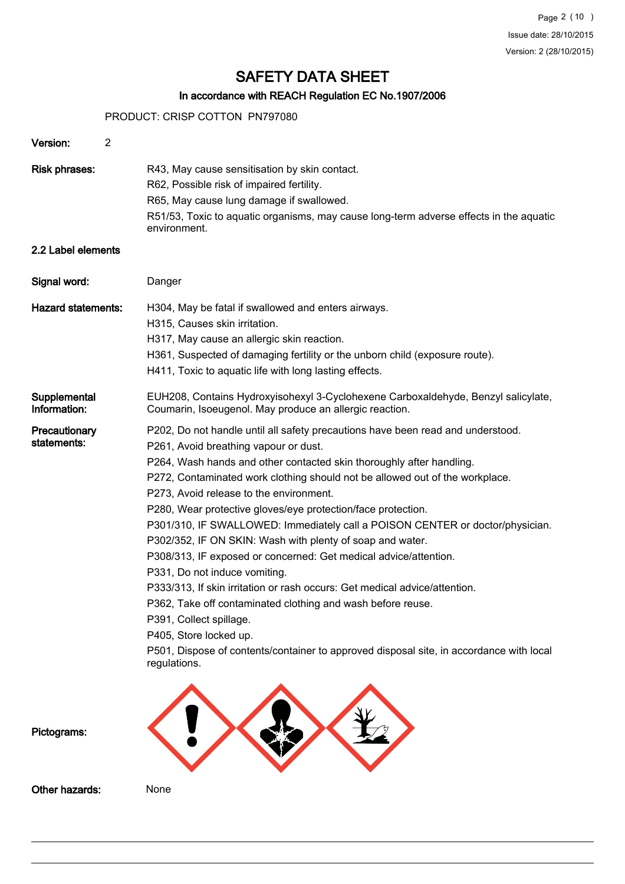# SAFETY DATA SHEET

## In accordance with REACH Regulation EC No.1907/2006

PRODUCT: CRISP COTTON PN797080

**Version:** 2

**Risk phrases:**

R43, May cause sensitisation by skin contact.
R62, Possible risk of impaired fertility.
R65, May cause lung damage if swallowed.
R51/53, Toxic to aquatic organisms, may cause long-term adverse effects in the aquatic environment.

### 2.2 Label elements

**Signal word:** Danger

**Hazard statements:**

H304, May be fatal if swallowed and enters airways.
H315, Causes skin irritation.
H317, May cause an allergic skin reaction.
H361, Suspected of damaging fertility or the unborn child (exposure route).
H411, Toxic to aquatic life with long lasting effects.

**Supplemental Information:** EUH208, Contains Hydroxyisohexyl 3-Cyclohexene Carboxaldehyde, Benzyl salicylate, Coumarin, Isoeugenol. May produce an allergic reaction.

**Precautionary statements:**

P202, Do not handle until all safety precautions have been read and understood.
P261, Avoid breathing vapour or dust.
P264, Wash hands and other contacted skin thoroughly after handling.
P272, Contaminated work clothing should not be allowed out of the workplace.
P273, Avoid release to the environment.
P280, Wear protective gloves/eye protection/face protection.
P301/310, IF SWALLOWED: Immediately call a POISON CENTER or doctor/physician.
P302/352, IF ON SKIN: Wash with plenty of soap and water.
P308/313, IF exposed or concerned: Get medical advice/attention.
P331, Do not induce vomiting.
P333/313, If skin irritation or rash occurs: Get medical advice/attention.
P362, Take off contaminated clothing and wash before reuse.
P391, Collect spillage.
P405, Store locked up.
P501, Dispose of contents/container to approved disposal site, in accordance with local regulations.

**Pictograms:**

**Other hazards:** None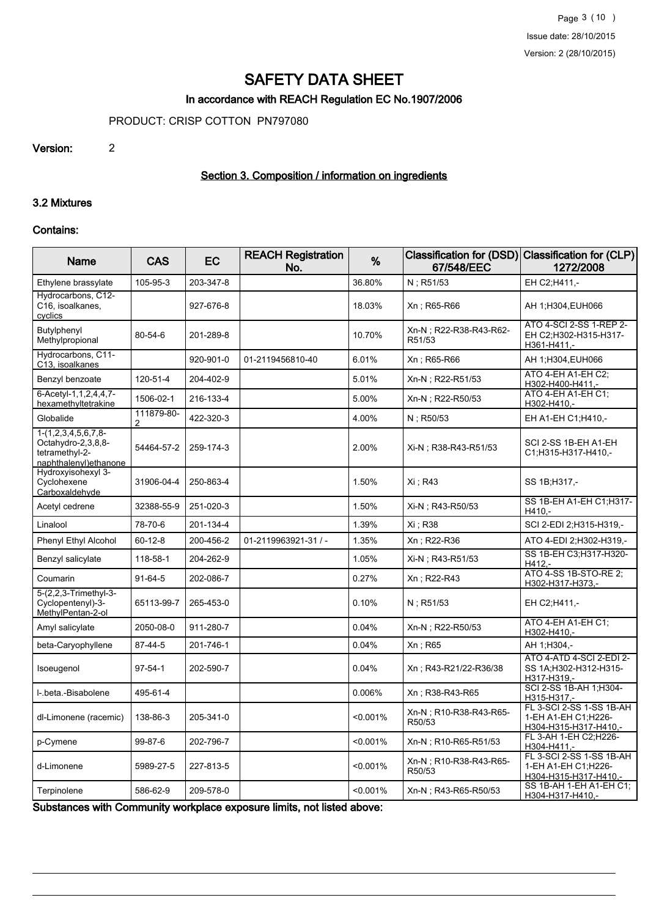# SAFETY DATA SHEET

## In accordance with REACH Regulation EC No.1907/2006

PRODUCT: CRISP COTTON PN797080

**Version:** 2

### Section 3. Composition / information on ingredients

### 3.2 Mixtures

**Contains:**

| Name | CAS | EC | REACH Registration No. | % | Classification for (DSD) 67/548/EEC | Classification for (CLP) 1272/2008 |
|---|---|---|---|---|---|---|
| Ethylene brassylate | 105-95-3 | 203-347-8 | | 36.80% | N ; R51/53 | EH C2;H411,- |
| Hydrocarbons, C12-C16, isoalkanes, cyclics | | 927-676-8 | | 18.03% | Xn ; R65-R66 | AH 1;H304,EUH066 |
| Butylphenyl Methylpropional | 80-54-6 | 201-289-8 | | 10.70% | Xn-N ; R22-R38-R43-R62-R51/53 | ATO 4-SCI 2-SS 1-REP 2-EH C2;H302-H315-H317-H361-H411,- |
| Hydrocarbons, C11-C13, isoalkanes | | 920-901-0 | 01-2119456810-40 | 6.01% | Xn ; R65-R66 | AH 1;H304,EUH066 |
| Benzyl benzoate | 120-51-4 | 204-402-9 | | 5.01% | Xn-N ; R22-R51/53 | ATO 4-EH A1-EH C2; H302-H400-H411,- |
| 6-Acetyl-1,1,2,4,4,7-hexamethyltetrakine | 1506-02-1 | 216-133-4 | | 5.00% | Xn-N ; R22-R50/53 | ATO 4-EH A1-EH C1; H302-H410,- |
| Globalide | 111879-80-2 | 422-320-3 | | 4.00% | N ; R50/53 | EH A1-EH C1;H410,- |
| 1-(1,2,3,4,5,6,7,8-Octahydro-2,3,8,8-tetramethyl-2-naphthalenyl)ethanone | 54464-57-2 | 259-174-3 | | 2.00% | Xi-N ; R38-R43-R51/53 | SCI 2-SS 1B-EH A1-EH C1;H315-H317-H410,- |
| Hydroxyisohexyl 3-Cyclohexene Carboxaldehyde | 31906-04-4 | 250-863-4 | | 1.50% | Xi ; R43 | SS 1B;H317,- |
| Acetyl cedrene | 32388-55-9 | 251-020-3 | | 1.50% | Xi-N ; R43-R50/53 | SS 1B-EH A1-EH C1;H317-H410,- |
| Linalool | 78-70-6 | 201-134-4 | | 1.39% | Xi ; R38 | SCI 2-EDI 2;H315-H319,- |
| Phenyl Ethyl Alcohol | 60-12-8 | 200-456-2 | 01-2119963921-31 / - | 1.35% | Xn ; R22-R36 | ATO 4-EDI 2;H302-H319,- |
| Benzyl salicylate | 118-58-1 | 204-262-9 | | 1.05% | Xi-N ; R43-R51/53 | SS 1B-EH C3;H317-H320-H412,- |
| Coumarin | 91-64-5 | 202-086-7 | | 0.27% | Xn ; R22-R43 | ATO 4-SS 1B-STO-RE 2; H302-H317-H373,- |
| 5-(2,2,3-Trimethyl-3-Cyclopentenyl)-3-MethylPentan-2-ol | 65113-99-7 | 265-453-0 | | 0.10% | N ; R51/53 | EH C2;H411,- |
| Amyl salicylate | 2050-08-0 | 911-280-7 | | 0.04% | Xn-N ; R22-R50/53 | ATO 4-EH A1-EH C1; H302-H410,- |
| beta-Caryophyllene | 87-44-5 | 201-746-1 | | 0.04% | Xn ; R65 | AH 1;H304,- |
| Isoeugenol | 97-54-1 | 202-590-7 | | 0.04% | Xn ; R43-R21/22-R36/38 | ATO 4-ATD 4-SCI 2-EDI 2-SS 1A;H302-H312-H315-H317-H319,- |
| l-.beta.-Bisabolene | 495-61-4 | | | 0.006% | Xn ; R38-R43-R65 | SCI 2-SS 1B-AH 1;H304-H315-H317,- |
| dl-Limonene (racemic) | 138-86-3 | 205-341-0 | | <0.001% | Xn-N ; R10-R38-R43-R65-R50/53 | FL 3-SCI 2-SS 1-SS 1B-AH 1-EH A1-EH C1;H226-H304-H315-H317-H410,- |
| p-Cymene | 99-87-6 | 202-796-7 | | <0.001% | Xn-N ; R10-R65-R51/53 | FL 3-AH 1-EH C2;H226-H304-H411,- |
| d-Limonene | 5989-27-5 | 227-813-5 | | <0.001% | Xn-N ; R10-R38-R43-R65-R50/53 | FL 3-SCI 2-SS 1-SS 1B-AH 1-EH A1-EH C1;H226-H304-H315-H317-H410,- |
| Terpinolene | 586-62-9 | 209-578-0 | | <0.001% | Xn-N ; R43-R65-R50/53 | SS 1B-AH 1-EH A1-EH C1; H304-H317-H410,- |

**Substances with Community workplace exposure limits, not listed above:**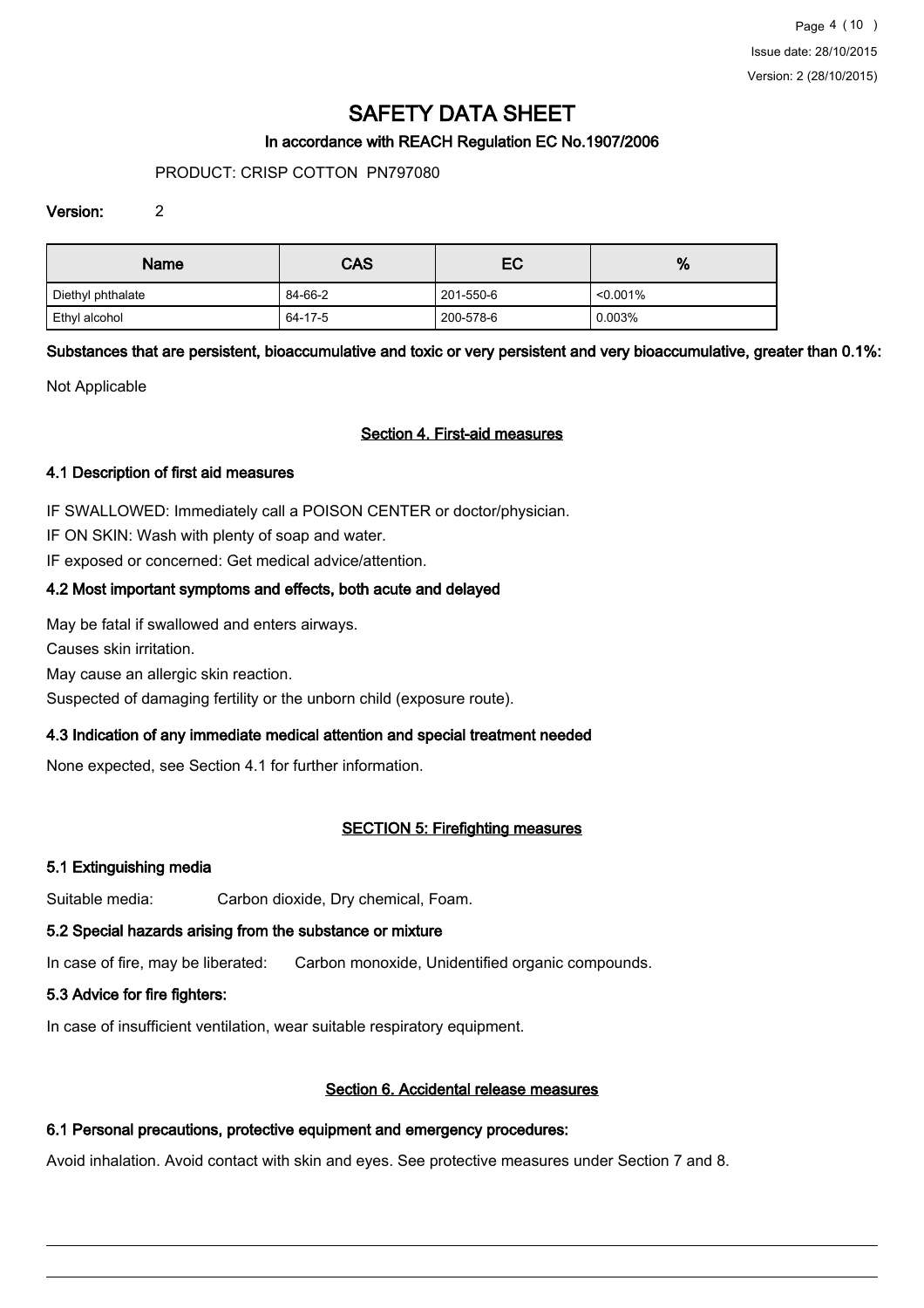# SAFETY DATA SHEET

## In accordance with REACH Regulation EC No.1907/2006

PRODUCT: CRISP COTTON PN797080

**Version:** 2

| Name | CAS | EC | % |
| --- | --- | --- | --- |
| Diethyl phthalate | 84-66-2 | 201-550-6 | <0.001% |
| Ethyl alcohol | 64-17-5 | 200-578-6 | 0.003% |

**Substances that are persistent, bioaccumulative and toxic or very persistent and very bioaccumulative, greater than 0.1%:**

Not Applicable

## Section 4. First-aid measures

### 4.1 Description of first aid measures

IF SWALLOWED: Immediately call a POISON CENTER or doctor/physician.

IF ON SKIN: Wash with plenty of soap and water.

IF exposed or concerned: Get medical advice/attention.

### 4.2 Most important symptoms and effects, both acute and delayed

May be fatal if swallowed and enters airways.

Causes skin irritation.

May cause an allergic skin reaction.

Suspected of damaging fertility or the unborn child (exposure route).

### 4.3 Indication of any immediate medical attention and special treatment needed

None expected, see Section 4.1 for further information.

## SECTION 5: Firefighting measures

### 5.1 Extinguishing media

Suitable media: Carbon dioxide, Dry chemical, Foam.

### 5.2 Special hazards arising from the substance or mixture

In case of fire, may be liberated: Carbon monoxide, Unidentified organic compounds.

### 5.3 Advice for fire fighters:

In case of insufficient ventilation, wear suitable respiratory equipment.

## Section 6. Accidental release measures

### 6.1 Personal precautions, protective equipment and emergency procedures:

Avoid inhalation. Avoid contact with skin and eyes. See protective measures under Section 7 and 8.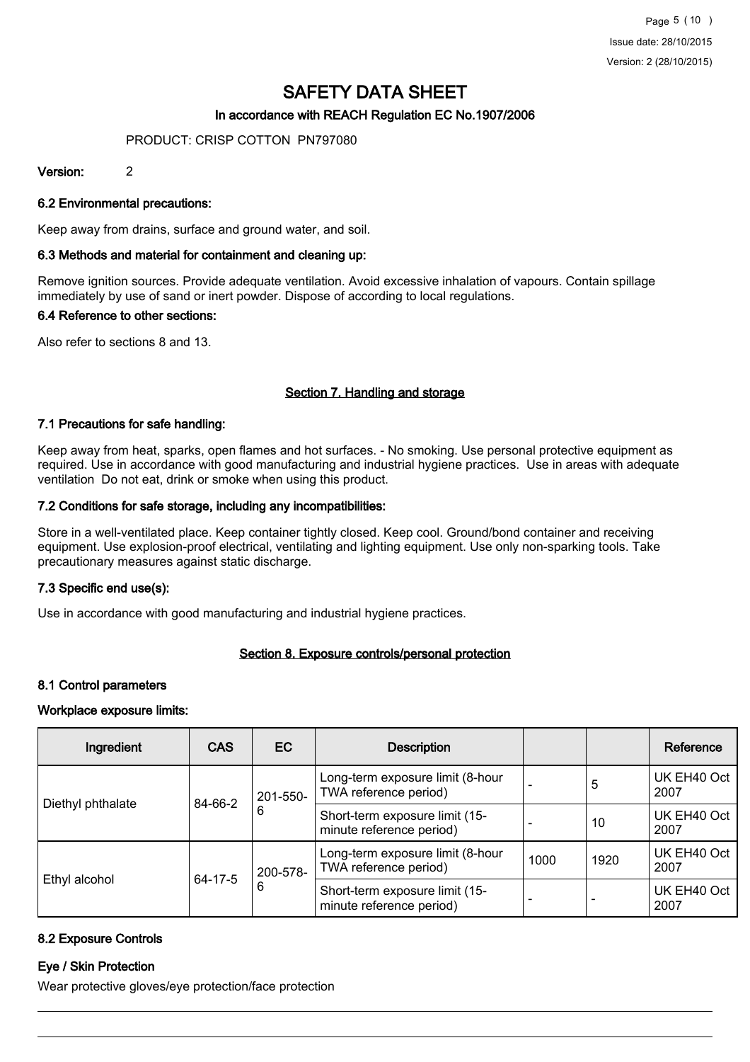# SAFETY DATA SHEET

## In accordance with REACH Regulation EC No.1907/2006

PRODUCT: CRISP COTTON PN797080

**Version:** 2

### 6.2 Environmental precautions:

Keep away from drains, surface and ground water, and soil.

### 6.3 Methods and material for containment and cleaning up:

Remove ignition sources. Provide adequate ventilation. Avoid excessive inhalation of vapours. Contain spillage immediately by use of sand or inert powder. Dispose of according to local regulations.

### 6.4 Reference to other sections:

Also refer to sections 8 and 13.

## Section 7. Handling and storage

### 7.1 Precautions for safe handling:

Keep away from heat, sparks, open flames and hot surfaces. - No smoking. Use personal protective equipment as required. Use in accordance with good manufacturing and industrial hygiene practices. Use in areas with adequate ventilation Do not eat, drink or smoke when using this product.

### 7.2 Conditions for safe storage, including any incompatibilities:

Store in a well-ventilated place. Keep container tightly closed. Keep cool. Ground/bond container and receiving equipment. Use explosion-proof electrical, ventilating and lighting equipment. Use only non-sparking tools. Take precautionary measures against static discharge.

### 7.3 Specific end use(s):

Use in accordance with good manufacturing and industrial hygiene practices.

## Section 8. Exposure controls/personal protection

### 8.1 Control parameters

#### Workplace exposure limits:

| Ingredient | CAS | EC | Description | | | Reference |
|---|---|---|---|---|---|---|
| Diethyl phthalate | 84-66-2 | 201-550-6 | Long-term exposure limit (8-hour TWA reference period) | - | 5 | UK EH40 Oct 2007 |
| | | | Short-term exposure limit (15-minute reference period) | - | 10 | UK EH40 Oct 2007 |
| Ethyl alcohol | 64-17-5 | 200-578-6 | Long-term exposure limit (8-hour TWA reference period) | 1000 | 1920 | UK EH40 Oct 2007 |
| | | | Short-term exposure limit (15-minute reference period) | - | - | UK EH40 Oct 2007 |

### 8.2 Exposure Controls

#### Eye / Skin Protection

Wear protective gloves/eye protection/face protection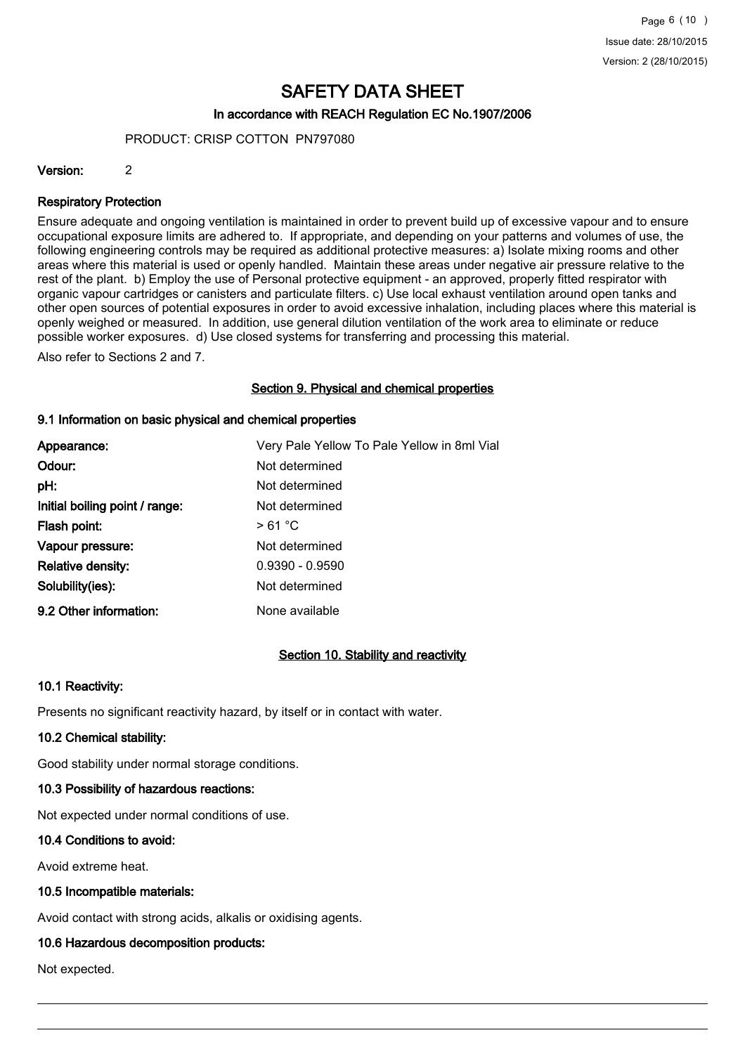# SAFETY DATA SHEET

In accordance with REACH Regulation EC No.1907/2006

PRODUCT: CRISP COTTON PN797080

**Version:** 2

### Respiratory Protection

Ensure adequate and ongoing ventilation is maintained in order to prevent build up of excessive vapour and to ensure occupational exposure limits are adhered to. If appropriate, and depending on your patterns and volumes of use, the following engineering controls may be required as additional protective measures: a) Isolate mixing rooms and other areas where this material is used or openly handled. Maintain these areas under negative air pressure relative to the rest of the plant. b) Employ the use of Personal protective equipment - an approved, properly fitted respirator with organic vapour cartridges or canisters and particulate filters. c) Use local exhaust ventilation around open tanks and other open sources of potential exposures in order to avoid excessive inhalation, including places where this material is openly weighed or measured. In addition, use general dilution ventilation of the work area to eliminate or reduce possible worker exposures. d) Use closed systems for transferring and processing this material.

Also refer to Sections 2 and 7.

## Section 9. Physical and chemical properties

### 9.1 Information on basic physical and chemical properties

| | |
|---|---|
| **Appearance:** | Very Pale Yellow To Pale Yellow in 8ml Vial |
| **Odour:** | Not determined |
| **pH:** | Not determined |
| **Initial boiling point / range:** | Not determined |
| **Flash point:** | > 61 °C |
| **Vapour pressure:** | Not determined |
| **Relative density:** | 0.9390 - 0.9590 |
| **Solubility(ies):** | Not determined |
| **9.2 Other information:** | None available |

## Section 10. Stability and reactivity

### 10.1 Reactivity:

Presents no significant reactivity hazard, by itself or in contact with water.

### 10.2 Chemical stability:

Good stability under normal storage conditions.

### 10.3 Possibility of hazardous reactions:

Not expected under normal conditions of use.

### 10.4 Conditions to avoid:

Avoid extreme heat.

### 10.5 Incompatible materials:

Avoid contact with strong acids, alkalis or oxidising agents.

### 10.6 Hazardous decomposition products:

Not expected.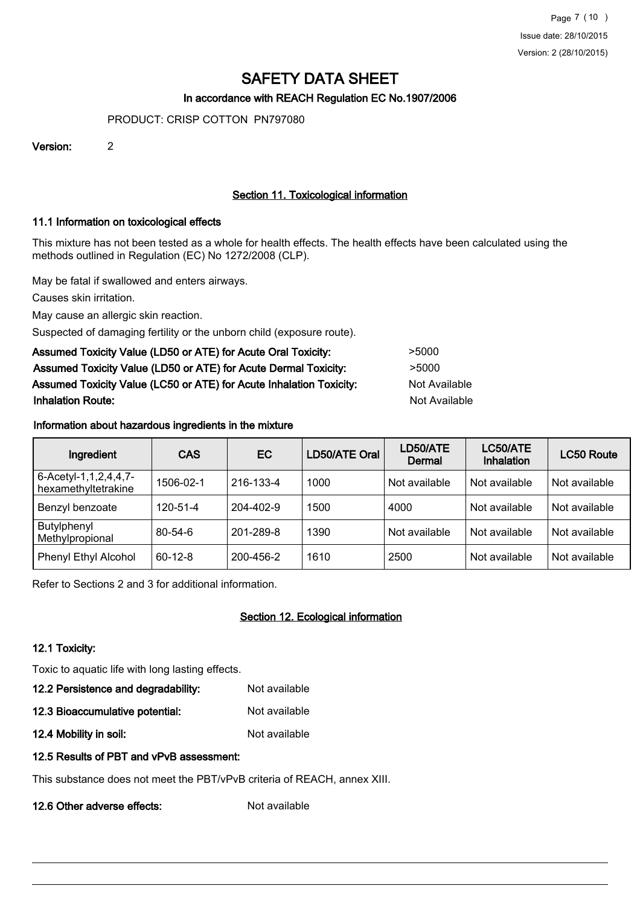# SAFETY DATA SHEET

**In accordance with REACH Regulation EC No.1907/2006**

PRODUCT: CRISP COTTON PN797080

**Version:** 2

## Section 11. Toxicological information

### 11.1 Information on toxicological effects

This mixture has not been tested as a whole for health effects. The health effects have been calculated using the methods outlined in Regulation (EC) No 1272/2008 (CLP).

May be fatal if swallowed and enters airways.

Causes skin irritation.

May cause an allergic skin reaction.

Suspected of damaging fertility or the unborn child (exposure route).

**Assumed Toxicity Value (LD50 or ATE) for Acute Oral Toxicity:** >5000

**Assumed Toxicity Value (LD50 or ATE) for Acute Dermal Toxicity:** >5000

**Assumed Toxicity Value (LC50 or ATE) for Acute Inhalation Toxicity:** Not Available

**Inhalation Route:** Not Available

**Information about hazardous ingredients in the mixture**

| Ingredient | CAS | EC | LD50/ATE Oral | LD50/ATE Dermal | LC50/ATE Inhalation | LC50 Route |
|---|---|---|---|---|---|---|
| 6-Acetyl-1,1,2,4,4,7-hexamethyltetrakine | 1506-02-1 | 216-133-4 | 1000 | Not available | Not available | Not available |
| Benzyl benzoate | 120-51-4 | 204-402-9 | 1500 | 4000 | Not available | Not available |
| Butylphenyl Methylpropional | 80-54-6 | 201-289-8 | 1390 | Not available | Not available | Not available |
| Phenyl Ethyl Alcohol | 60-12-8 | 200-456-2 | 1610 | 2500 | Not available | Not available |

Refer to Sections 2 and 3 for additional information.

## Section 12. Ecological information

### 12.1 Toxicity:

Toxic to aquatic life with long lasting effects.

**12.2 Persistence and degradability:** Not available

**12.3 Bioaccumulative potential:** Not available

**12.4 Mobility in soil:** Not available

### 12.5 Results of PBT and vPvB assessment:

This substance does not meet the PBT/vPvB criteria of REACH, annex XIII.

**12.6 Other adverse effects:** Not available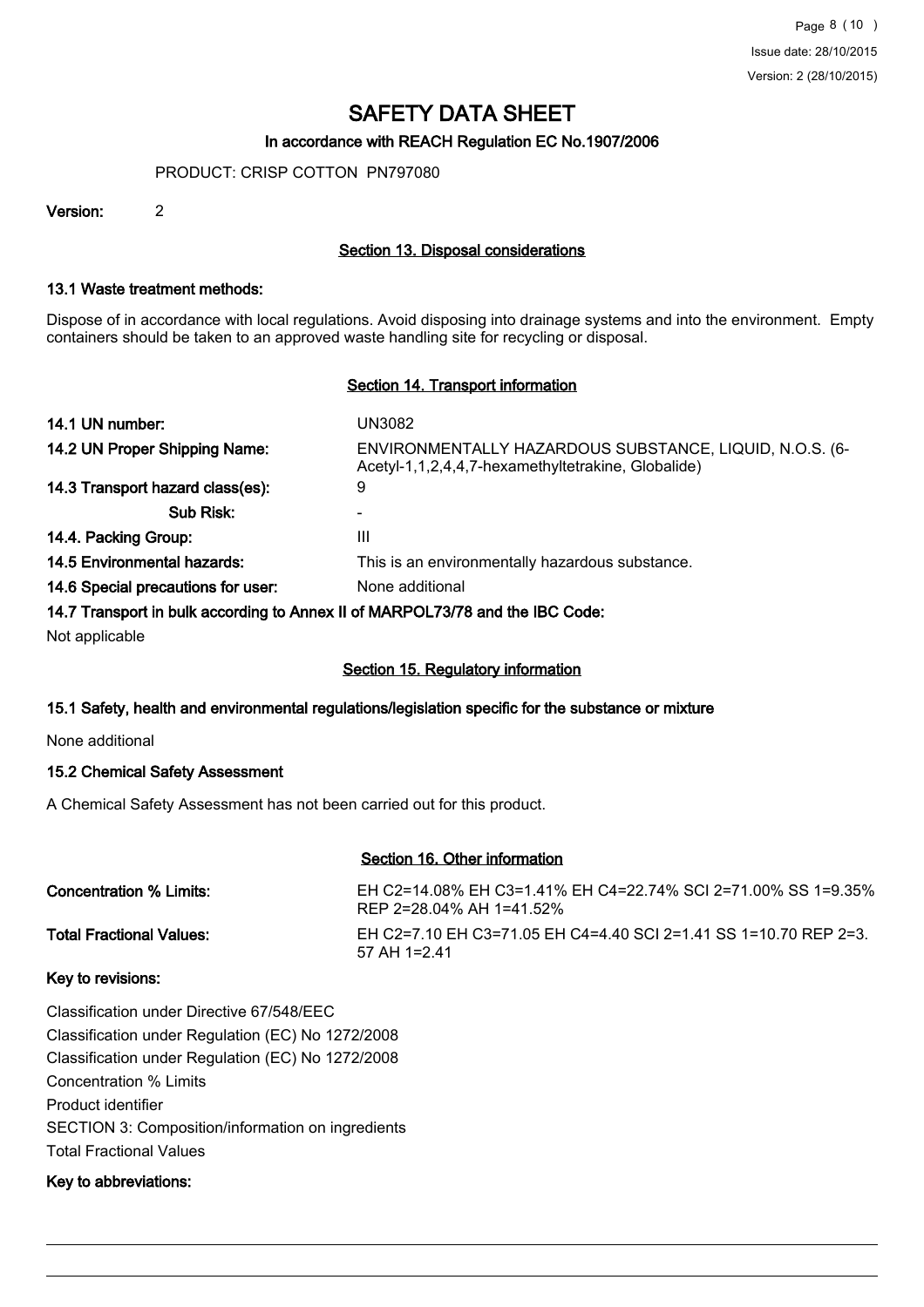# SAFETY DATA SHEET

In accordance with REACH Regulation EC No.1907/2006

PRODUCT: CRISP COTTON PN797080

**Version:** 2

## Section 13. Disposal considerations

### 13.1 Waste treatment methods:

Dispose of in accordance with local regulations. Avoid disposing into drainage systems and into the environment. Empty containers should be taken to an approved waste handling site for recycling or disposal.

## Section 14. Transport information

| | |
|---|---|
| **14.1 UN number:** | UN3082 |
| **14.2 UN Proper Shipping Name:** | ENVIRONMENTALLY HAZARDOUS SUBSTANCE, LIQUID, N.O.S. (6-Acetyl-1,1,2,4,4,7-hexamethyltetrakine, Globalide) |
| **14.3 Transport hazard class(es):** | 9 |
| **Sub Risk:** | - |
| **14.4. Packing Group:** | III |
| **14.5 Environmental hazards:** | This is an environmentally hazardous substance. |
| **14.6 Special precautions for user:** | None additional |

### 14.7 Transport in bulk according to Annex II of MARPOL73/78 and the IBC Code:

Not applicable

## Section 15. Regulatory information

### 15.1 Safety, health and environmental regulations/legislation specific for the substance or mixture

None additional

### 15.2 Chemical Safety Assessment

A Chemical Safety Assessment has not been carried out for this product.

## Section 16. Other information

| | |
|---|---|
| **Concentration % Limits:** | EH C2=14.08% EH C3=1.41% EH C4=22.74% SCI 2=71.00% SS 1=9.35% REP 2=28.04% AH 1=41.52% |
| **Total Fractional Values:** | EH C2=7.10 EH C3=71.05 EH C4=4.40 SCI 2=1.41 SS 1=10.70 REP 2=3.57 AH 1=2.41 |

### Key to revisions:

Classification under Directive 67/548/EEC

Classification under Regulation (EC) No 1272/2008

Classification under Regulation (EC) No 1272/2008

Concentration % Limits

Product identifier

SECTION 3: Composition/information on ingredients

Total Fractional Values

### Key to abbreviations: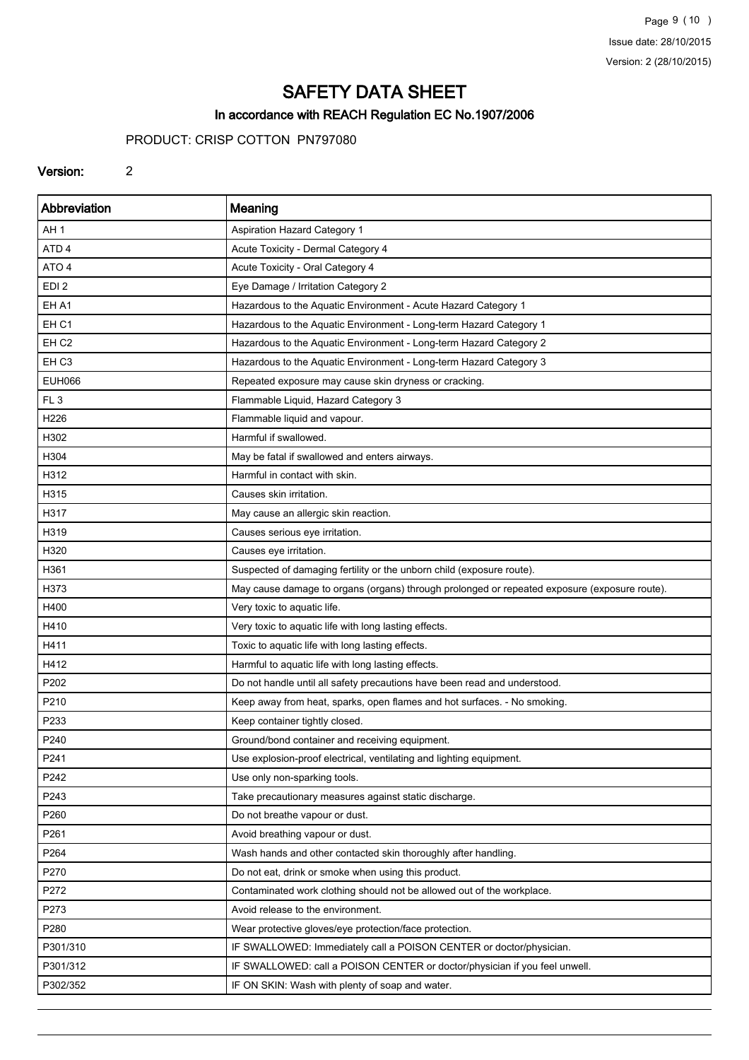# SAFETY DATA SHEET

## In accordance with REACH Regulation EC No.1907/2006

PRODUCT: CRISP COTTON PN797080

**Version:** 2

| Abbreviation | Meaning |
|---|---|
| AH 1 | Aspiration Hazard Category 1 |
| ATD 4 | Acute Toxicity - Dermal Category 4 |
| ATO 4 | Acute Toxicity - Oral Category 4 |
| EDI 2 | Eye Damage / Irritation Category 2 |
| EH A1 | Hazardous to the Aquatic Environment - Acute Hazard Category 1 |
| EH C1 | Hazardous to the Aquatic Environment - Long-term Hazard Category 1 |
| EH C2 | Hazardous to the Aquatic Environment - Long-term Hazard Category 2 |
| EH C3 | Hazardous to the Aquatic Environment - Long-term Hazard Category 3 |
| EUH066 | Repeated exposure may cause skin dryness or cracking. |
| FL 3 | Flammable Liquid, Hazard Category 3 |
| H226 | Flammable liquid and vapour. |
| H302 | Harmful if swallowed. |
| H304 | May be fatal if swallowed and enters airways. |
| H312 | Harmful in contact with skin. |
| H315 | Causes skin irritation. |
| H317 | May cause an allergic skin reaction. |
| H319 | Causes serious eye irritation. |
| H320 | Causes eye irritation. |
| H361 | Suspected of damaging fertility or the unborn child (exposure route). |
| H373 | May cause damage to organs (organs) through prolonged or repeated exposure (exposure route). |
| H400 | Very toxic to aquatic life. |
| H410 | Very toxic to aquatic life with long lasting effects. |
| H411 | Toxic to aquatic life with long lasting effects. |
| H412 | Harmful to aquatic life with long lasting effects. |
| P202 | Do not handle until all safety precautions have been read and understood. |
| P210 | Keep away from heat, sparks, open flames and hot surfaces. - No smoking. |
| P233 | Keep container tightly closed. |
| P240 | Ground/bond container and receiving equipment. |
| P241 | Use explosion-proof electrical, ventilating and lighting equipment. |
| P242 | Use only non-sparking tools. |
| P243 | Take precautionary measures against static discharge. |
| P260 | Do not breathe vapour or dust. |
| P261 | Avoid breathing vapour or dust. |
| P264 | Wash hands and other contacted skin thoroughly after handling. |
| P270 | Do not eat, drink or smoke when using this product. |
| P272 | Contaminated work clothing should not be allowed out of the workplace. |
| P273 | Avoid release to the environment. |
| P280 | Wear protective gloves/eye protection/face protection. |
| P301/310 | IF SWALLOWED: Immediately call a POISON CENTER or doctor/physician. |
| P301/312 | IF SWALLOWED: call a POISON CENTER or doctor/physician if you feel unwell. |
| P302/352 | IF ON SKIN: Wash with plenty of soap and water. |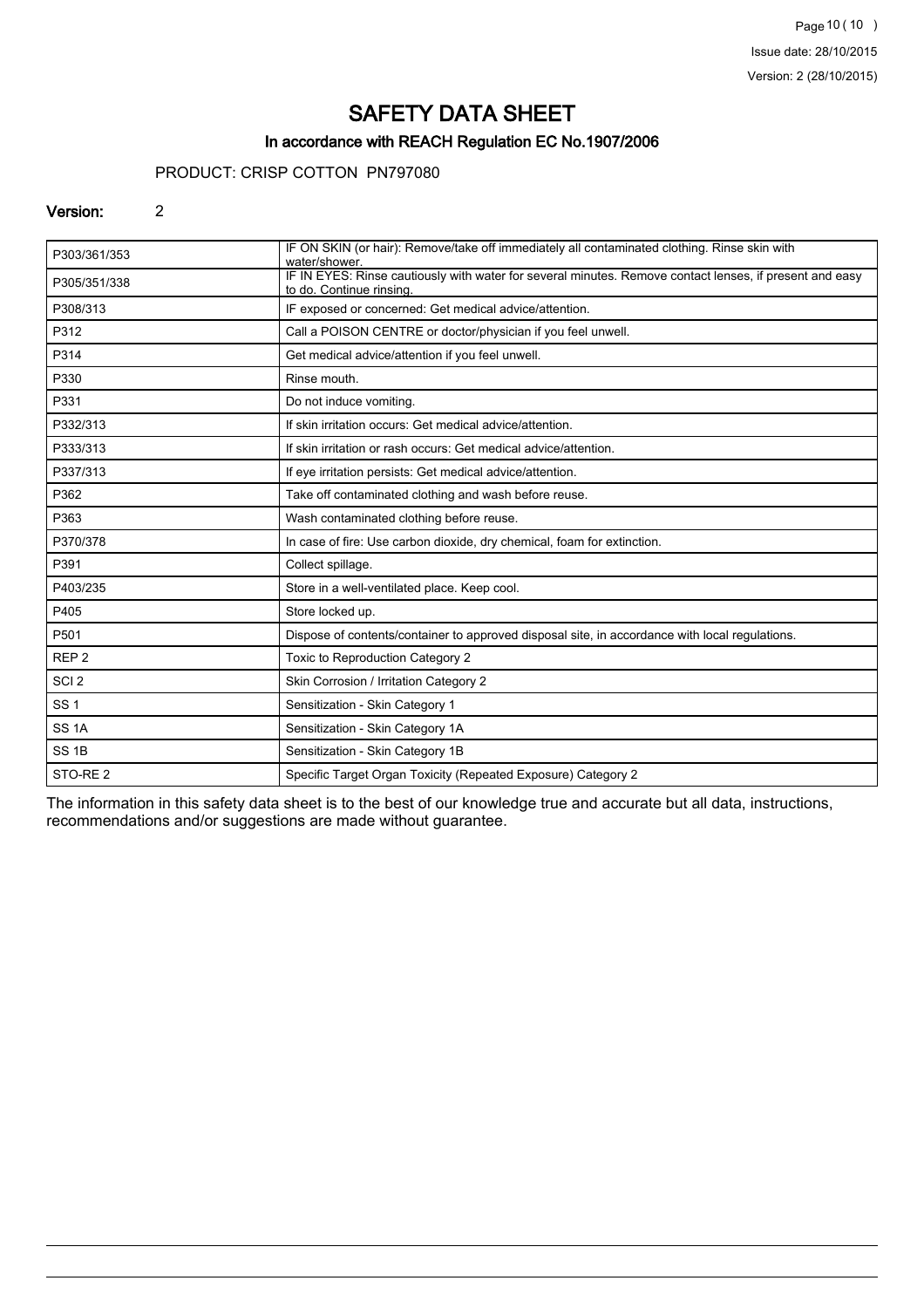# SAFETY DATA SHEET

## In accordance with REACH Regulation EC No.1907/2006

PRODUCT: CRISP COTTON PN797080

**Version:** 2

| | |
|---|---|
| P303/361/353 | IF ON SKIN (or hair): Remove/take off immediately all contaminated clothing. Rinse skin with water/shower. |
| P305/351/338 | IF IN EYES: Rinse cautiously with water for several minutes. Remove contact lenses, if present and easy to do. Continue rinsing. |
| P308/313 | IF exposed or concerned: Get medical advice/attention. |
| P312 | Call a POISON CENTRE or doctor/physician if you feel unwell. |
| P314 | Get medical advice/attention if you feel unwell. |
| P330 | Rinse mouth. |
| P331 | Do not induce vomiting. |
| P332/313 | If skin irritation occurs: Get medical advice/attention. |
| P333/313 | If skin irritation or rash occurs: Get medical advice/attention. |
| P337/313 | If eye irritation persists: Get medical advice/attention. |
| P362 | Take off contaminated clothing and wash before reuse. |
| P363 | Wash contaminated clothing before reuse. |
| P370/378 | In case of fire: Use carbon dioxide, dry chemical, foam for extinction. |
| P391 | Collect spillage. |
| P403/235 | Store in a well-ventilated place. Keep cool. |
| P405 | Store locked up. |
| P501 | Dispose of contents/container to approved disposal site, in accordance with local regulations. |
| REP 2 | Toxic to Reproduction Category 2 |
| SCI 2 | Skin Corrosion / Irritation Category 2 |
| SS 1 | Sensitization - Skin Category 1 |
| SS 1A | Sensitization - Skin Category 1A |
| SS 1B | Sensitization - Skin Category 1B |
| STO-RE 2 | Specific Target Organ Toxicity (Repeated Exposure) Category 2 |

The information in this safety data sheet is to the best of our knowledge true and accurate but all data, instructions, recommendations and/or suggestions are made without guarantee.